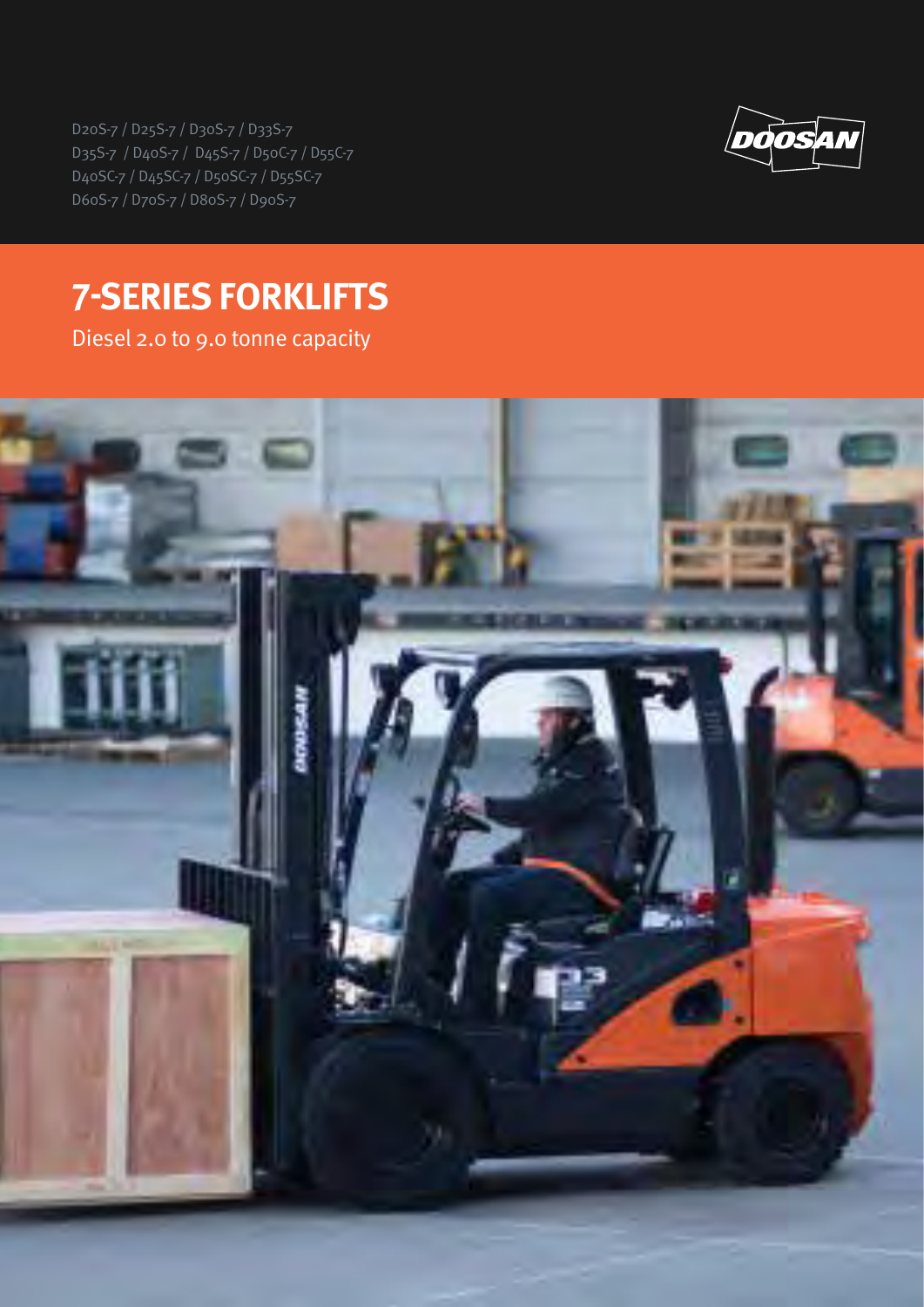D20S-7 / D25S-7 / D30S-7 / D33S-7
D35S-7 / D40S-7 / D45S-7 / D50C-7 / D55C-7
D40SC-7 / D45SC-7 / D50SC-7 / D55SC-7
D60S-7 / D70S-7 / D80S-7 / D90S-7

DOOSAN

# 7-SERIES FORKLIFTS

Diesel 2.0 to 9.0 tonne capacity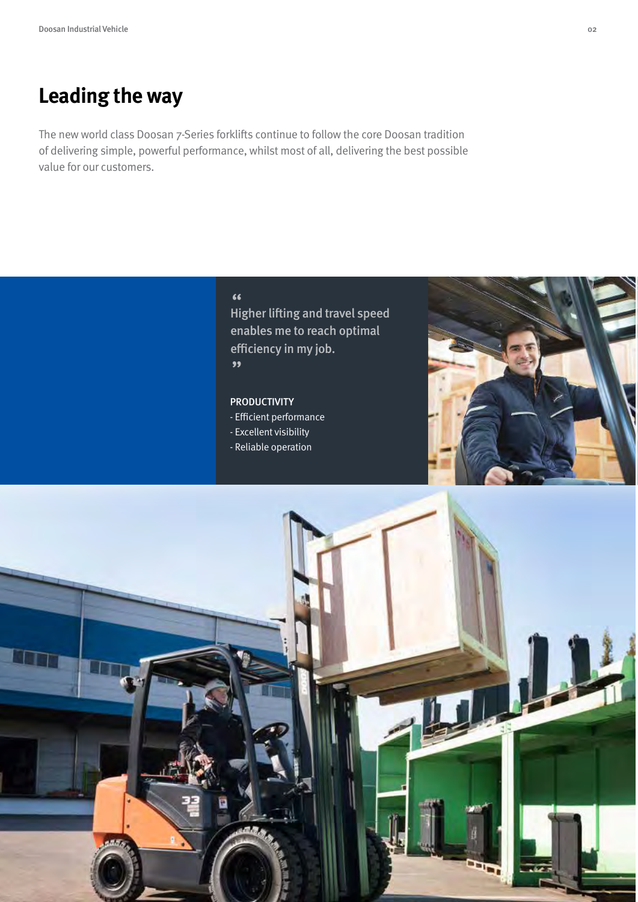# Leading the way

The new world class Doosan 7-Series forklifts continue to follow the core Doosan tradition of delivering simple, powerful performance, whilst most of all, delivering the best possible value for our customers.

> "Higher lifting and travel speed enables me to reach optimal efficiency in my job."

**PRODUCTIVITY**

- Efficient performance
- Excellent visibility
- Reliable operation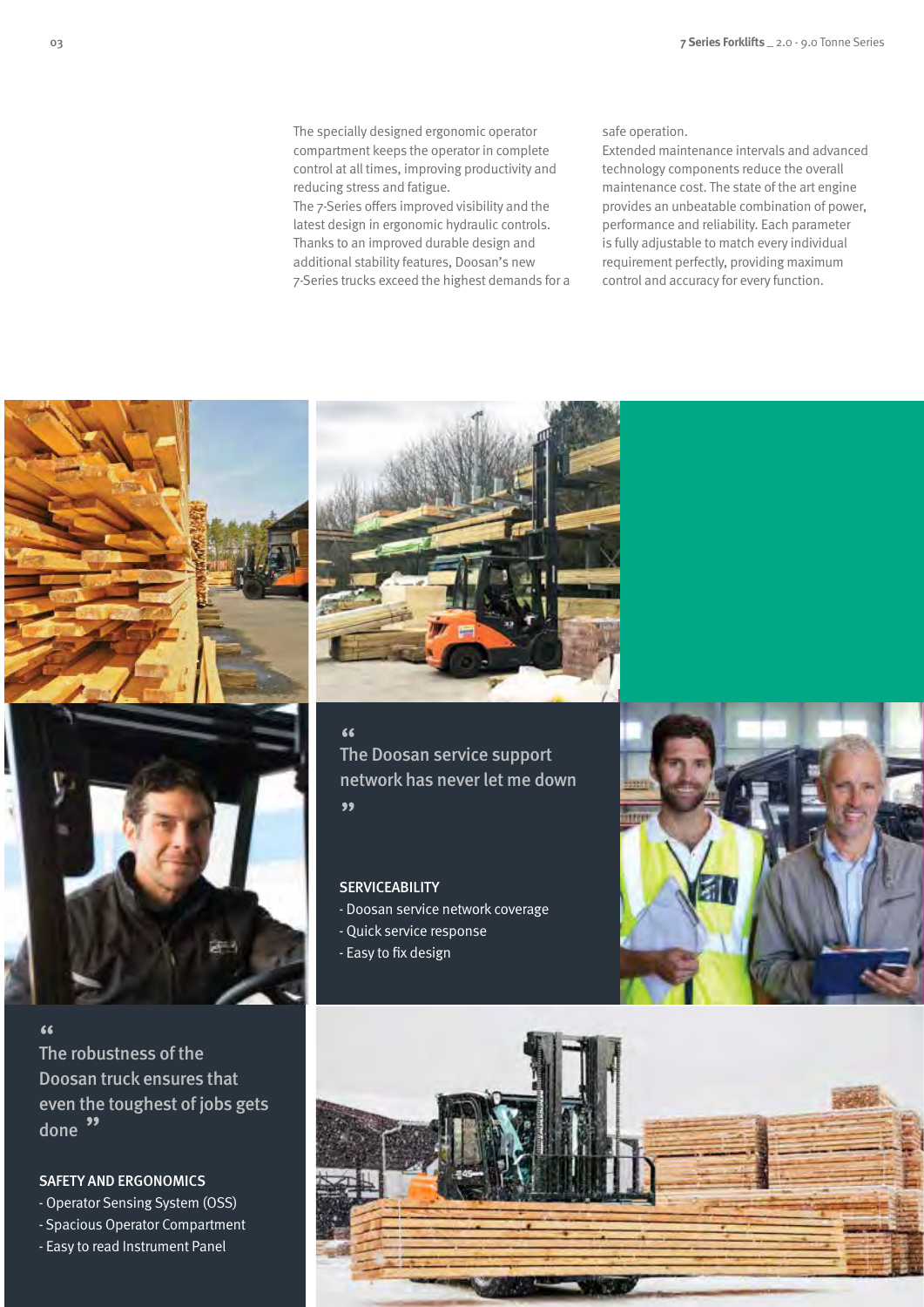The specially designed ergonomic operator compartment keeps the operator in complete control at all times, improving productivity and reducing stress and fatigue.
The 7-Series offers improved visibility and the latest design in ergonomic hydraulic controls. Thanks to an improved durable design and additional stability features, Doosan's new 7-Series trucks exceed the highest demands for a safe operation.
Extended maintenance intervals and advanced technology components reduce the overall maintenance cost. The state of the art engine provides an unbeatable combination of power, performance and reliability. Each parameter is fully adjustable to match every individual requirement perfectly, providing maximum control and accuracy for every function.

> "The Doosan service support network has never let me down"

**SERVICEABILITY**

- Doosan service network coverage
- Quick service response
- Easy to fix design

> "The robustness of the Doosan truck ensures that even the toughest of jobs gets done"

**SAFETY AND ERGONOMICS**

- Operator Sensing System (OSS)
- Spacious Operator Compartment
- Easy to read Instrument Panel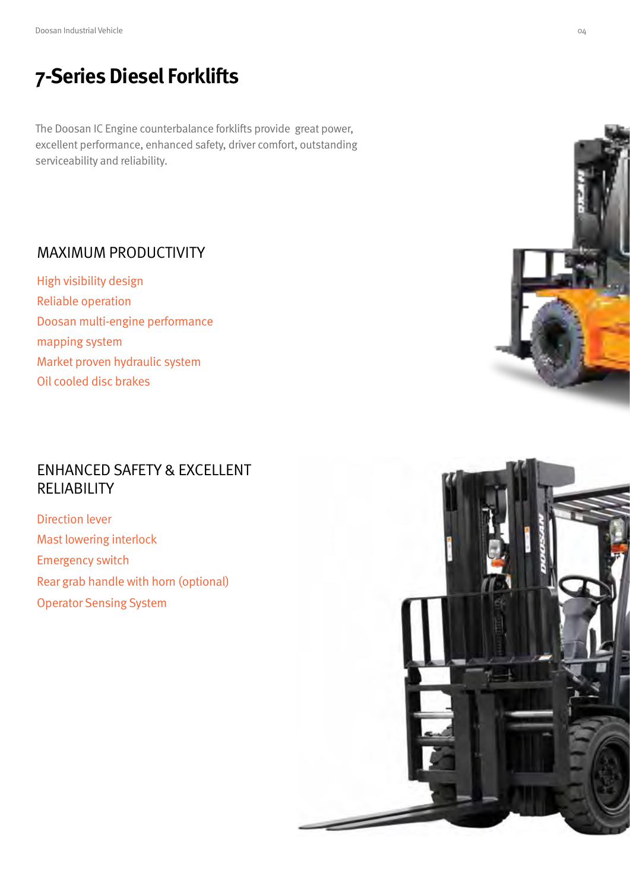# 7-Series Diesel Forklifts

The Doosan IC Engine counterbalance forklifts provide great power, excellent performance, enhanced safety, driver comfort, outstanding serviceability and reliability.

## MAXIMUM PRODUCTIVITY

High visibility design
Reliable operation
Doosan multi-engine performance mapping system
Market proven hydraulic system
Oil cooled disc brakes

## ENHANCED SAFETY & EXCELLENT RELIABILITY

Direction lever
Mast lowering interlock
Emergency switch
Rear grab handle with horn (optional)
Operator Sensing System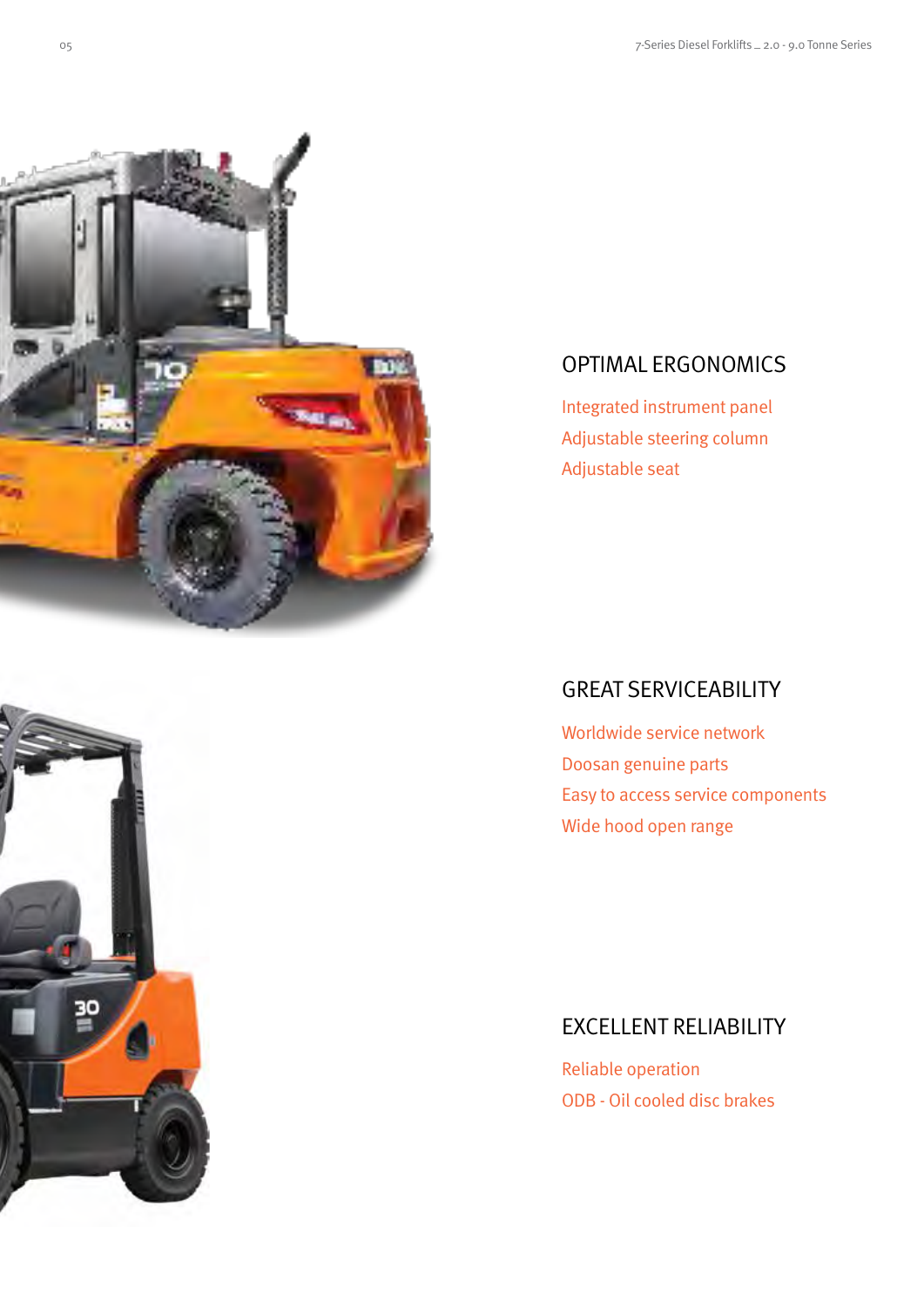## OPTIMAL ERGONOMICS

Integrated instrument panel

Adjustable steering column

Adjustable seat

## GREAT SERVICEABILITY

Worldwide service network

Doosan genuine parts

Easy to access service components

Wide hood open range

## EXCELLENT RELIABILITY

Reliable operation

ODB - Oil cooled disc brakes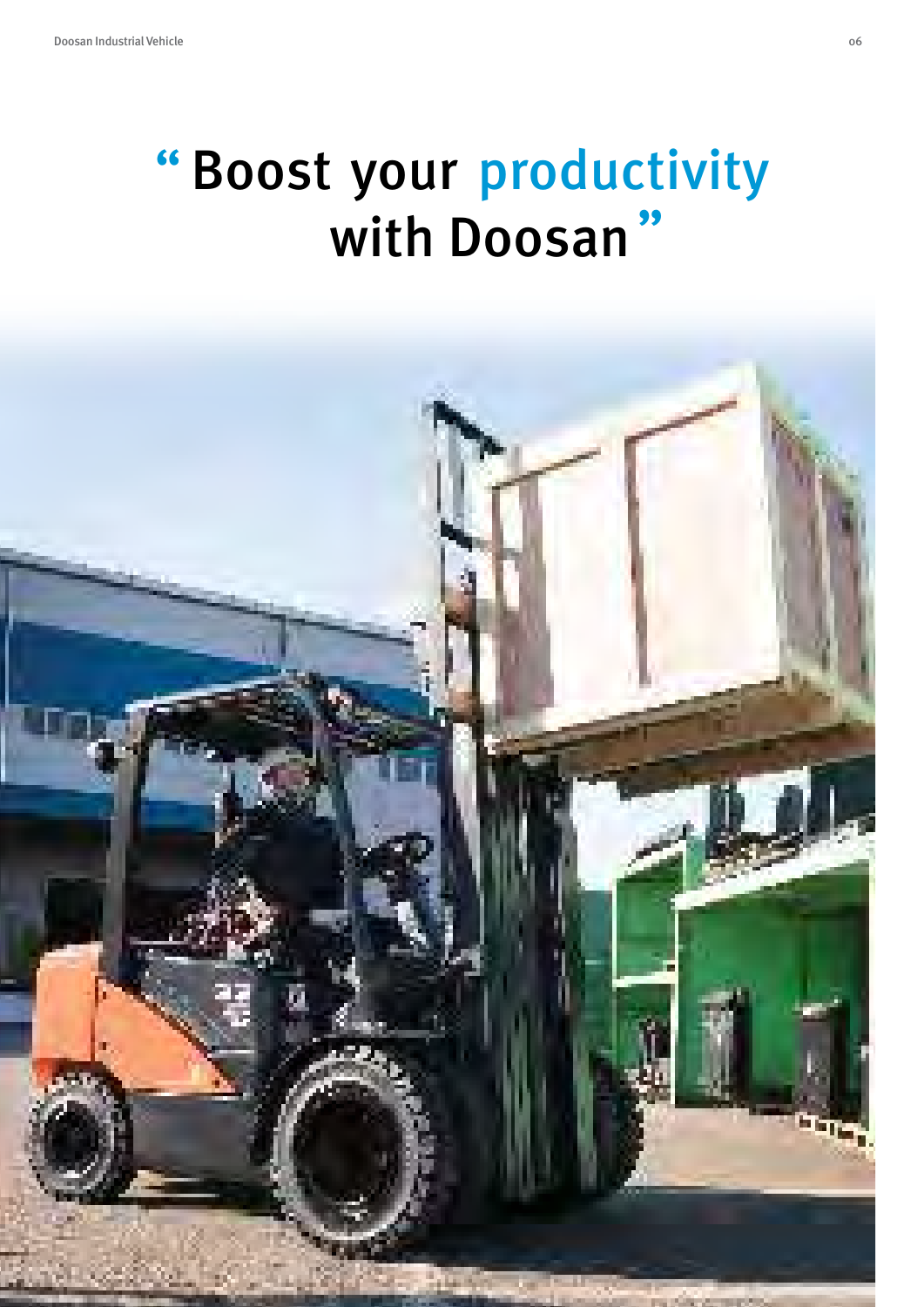# “Boost your productivity with Doosan”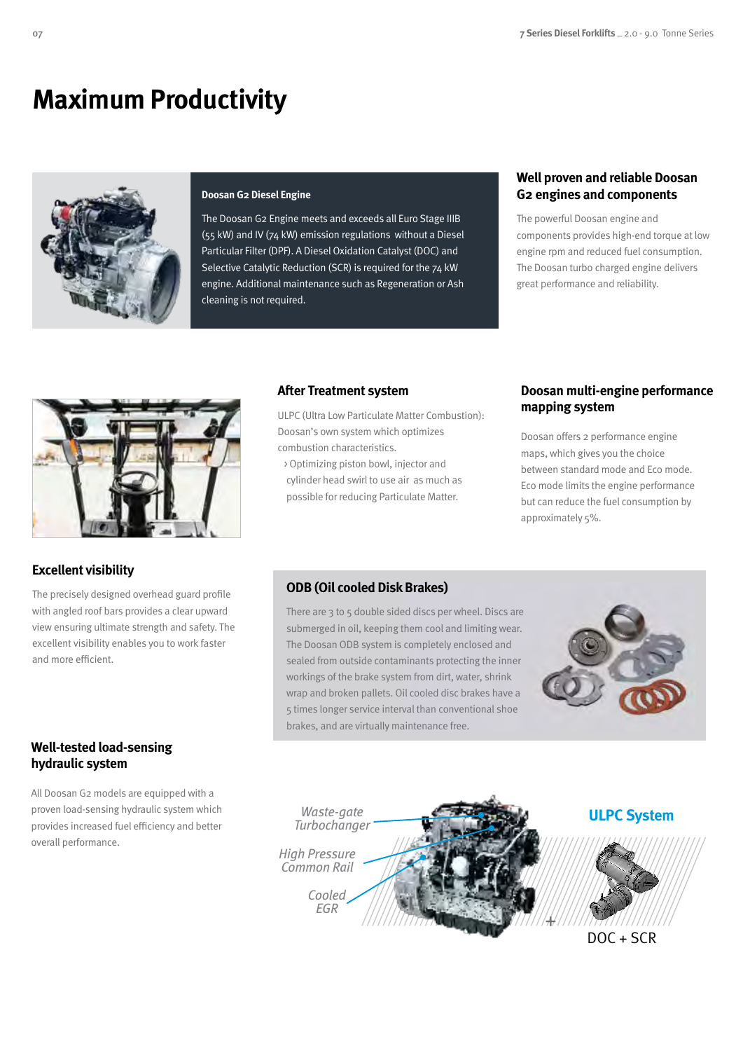# Maximum Productivity

### Doosan G2 Diesel Engine

The Doosan G2 Engine meets and exceeds all Euro Stage IIIB (55 kW) and IV (74 kW) emission regulations without a Diesel Particular Filter (DPF). A Diesel Oxidation Catalyst (DOC) and Selective Catalytic Reduction (SCR) is required for the 74 kW engine. Additional maintenance such as Regeneration or Ash cleaning is not required.

### Well proven and reliable Doosan G2 engines and components

The powerful Doosan engine and components provides high-end torque at low engine rpm and reduced fuel consumption. The Doosan turbo charged engine delivers great performance and reliability.

### After Treatment system

ULPC (Ultra Low Particulate Matter Combustion): Doosan's own system which optimizes combustion characteristics.

› Optimizing piston bowl, injector and cylinder head swirl to use air as much as possible for reducing Particulate Matter.

### Doosan multi-engine performance mapping system

Doosan offers 2 performance engine maps, which gives you the choice between standard mode and Eco mode. Eco mode limits the engine performance but can reduce the fuel consumption by approximately 5%.

### Excellent visibility

The precisely designed overhead guard profile with angled roof bars provides a clear upward view ensuring ultimate strength and safety. The excellent visibility enables you to work faster and more efficient.

### ODB (Oil cooled Disk Brakes)

There are 3 to 5 double sided discs per wheel. Discs are submerged in oil, keeping them cool and limiting wear. The Doosan ODB system is completely enclosed and sealed from outside contaminants protecting the inner workings of the brake system from dirt, water, shrink wrap and broken pallets. Oil cooled disc brakes have a 5 times longer service interval than conventional shoe brakes, and are virtually maintenance free.

### Well-tested load-sensing hydraulic system

All Doosan G2 models are equipped with a proven load-sensing hydraulic system which provides increased fuel efficiency and better overall performance.

*Waste-gate Turbocharger*

*High Pressure Common Rail*

*Cooled EGR*

**ULPC System**

\+

DOC + SCR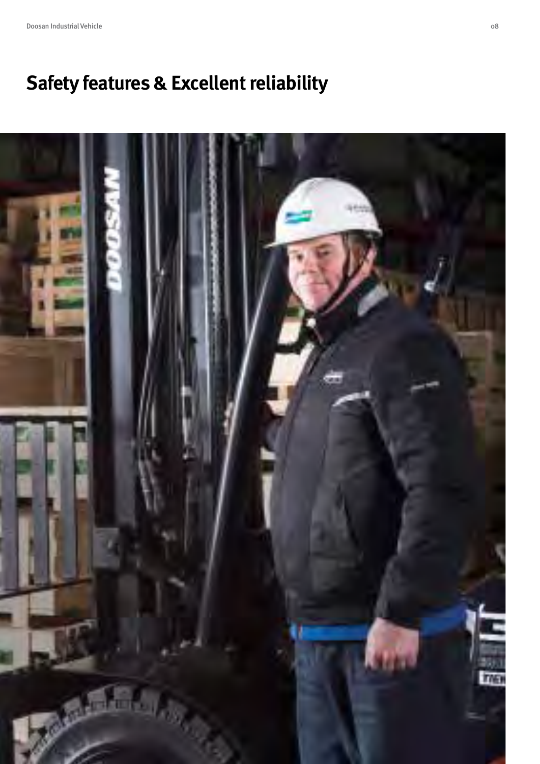# Safety features & Excellent reliability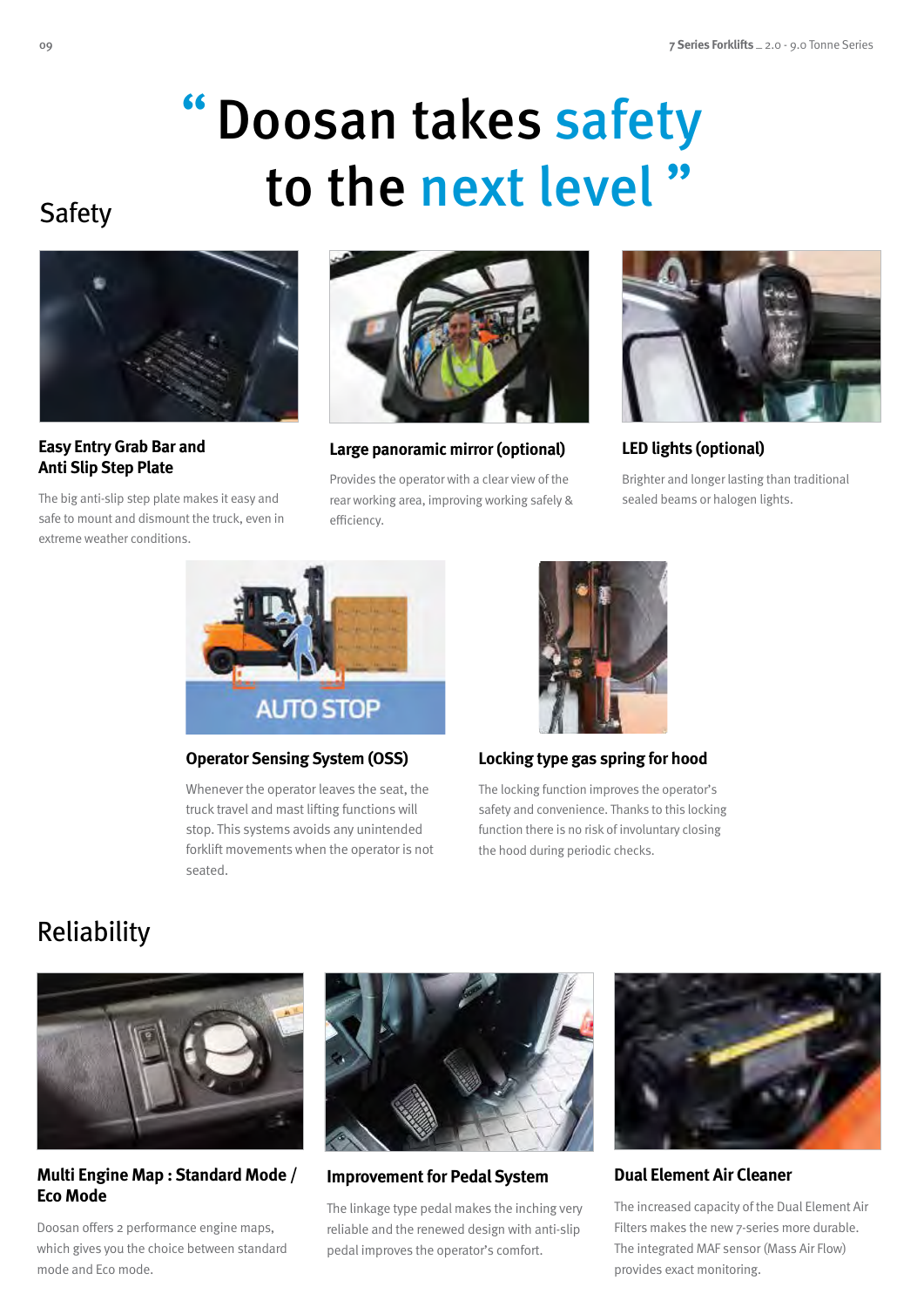# " Doosan takes safety to the next level "

## Safety

### Easy Entry Grab Bar and Anti Slip Step Plate

The big anti-slip step plate makes it easy and safe to mount and dismount the truck, even in extreme weather conditions.

### Large panoramic mirror (optional)

Provides the operator with a clear view of the rear working area, improving working safely & efficiency.

### LED lights (optional)

Brighter and longer lasting than traditional sealed beams or halogen lights.

### Operator Sensing System (OSS)

Whenever the operator leaves the seat, the truck travel and mast lifting functions will stop. This systems avoids any unintended forklift movements when the operator is not seated.

### Locking type gas spring for hood

The locking function improves the operator's safety and convenience. Thanks to this locking function there is no risk of involuntary closing the hood during periodic checks.

## Reliability

### Multi Engine Map : Standard Mode / Eco Mode

Doosan offers 2 performance engine maps, which gives you the choice between standard mode and Eco mode.

### Improvement for Pedal System

The linkage type pedal makes the inching very reliable and the renewed design with anti-slip pedal improves the operator's comfort.

### Dual Element Air Cleaner

The increased capacity of the Dual Element Air Filters makes the new 7-series more durable. The integrated MAF sensor (Mass Air Flow) provides exact monitoring.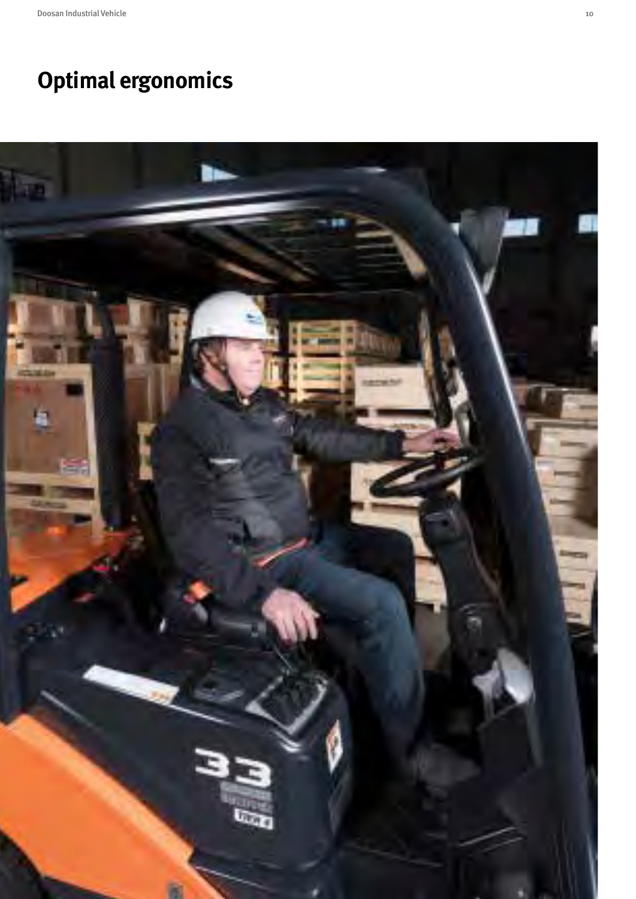# Optimal ergonomics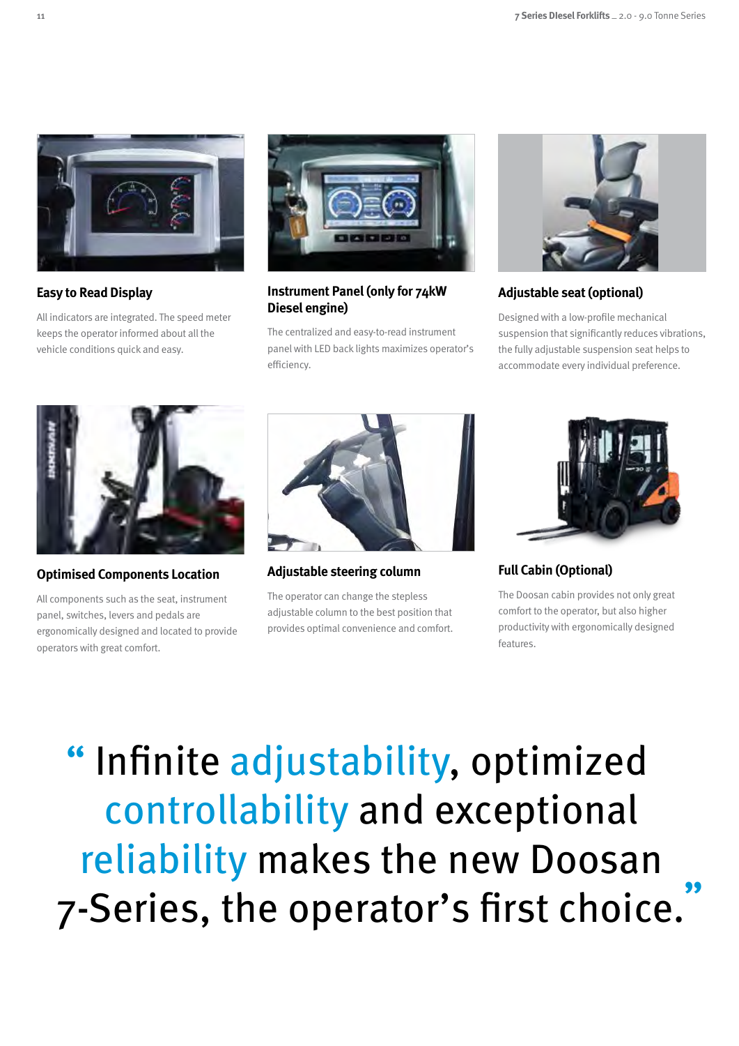### Easy to Read Display

All indicators are integrated. The speed meter keeps the operator informed about all the vehicle conditions quick and easy.

### Instrument Panel (only for 74kW Diesel engine)

The centralized and easy-to-read instrument panel with LED back lights maximizes operator's efficiency.

### Adjustable seat (optional)

Designed with a low-profile mechanical suspension that significantly reduces vibrations, the fully adjustable suspension seat helps to accommodate every individual preference.

### Optimised Components Location

All components such as the seat, instrument panel, switches, levers and pedals are ergonomically designed and located to provide operators with great comfort.

### Adjustable steering column

The operator can change the stepless adjustable column to the best position that provides optimal convenience and comfort.

### Full Cabin (Optional)

The Doosan cabin provides not only great comfort to the operator, but also higher productivity with ergonomically designed features.

> "Infinite adjustability, optimized controllability and exceptional reliability makes the new Doosan 7-Series, the operator's first choice."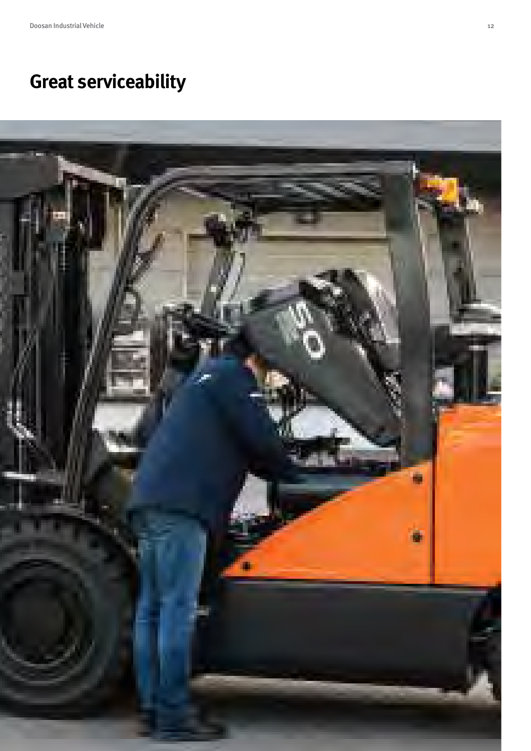# Great serviceability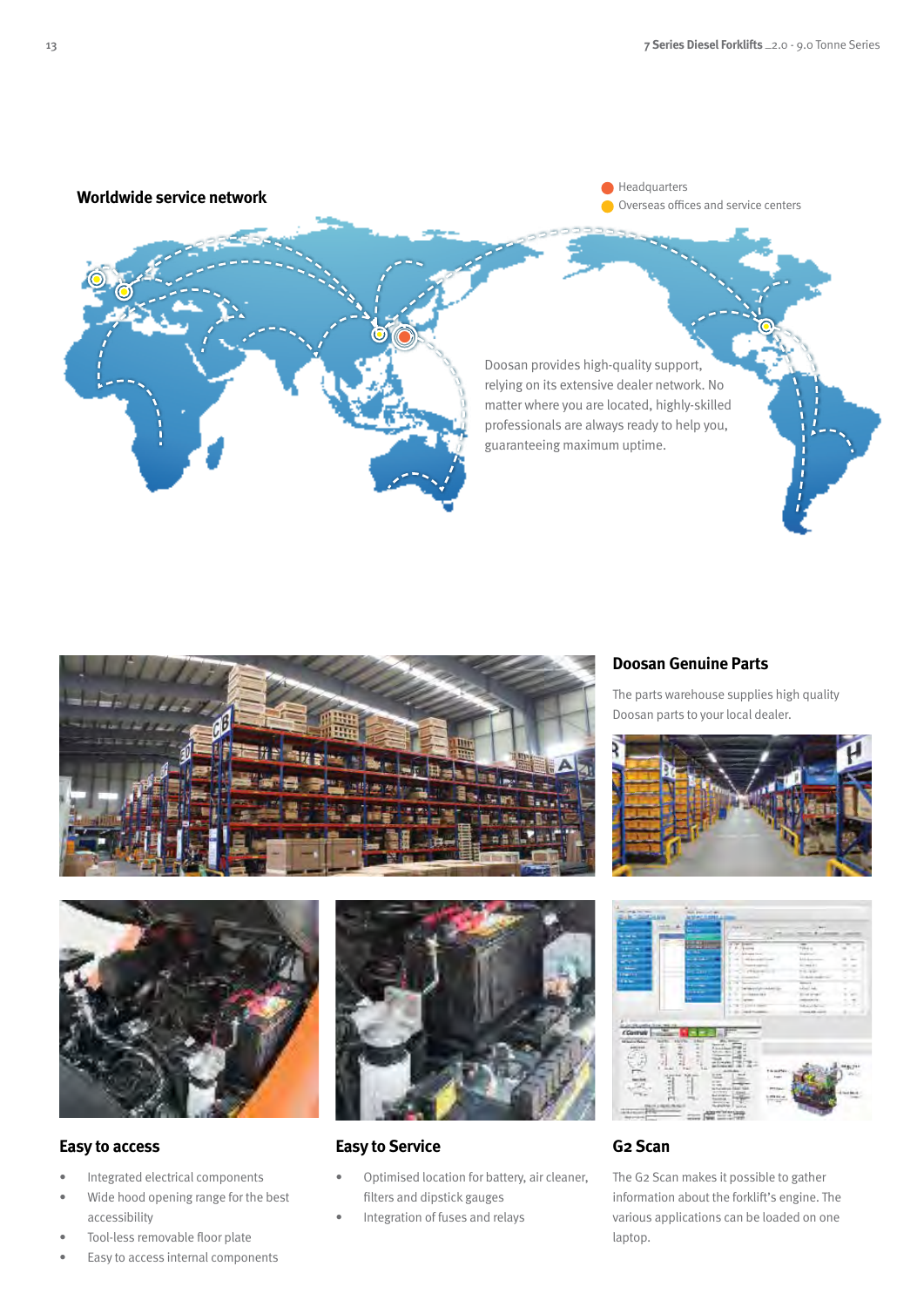## Worldwide service network

- Headquarters
- Overseas offices and service centers

Doosan provides high-quality support, relying on its extensive dealer network. No matter where you are located, highly-skilled professionals are always ready to help you, guaranteeing maximum uptime.

## Doosan Genuine Parts

The parts warehouse supplies high quality Doosan parts to your local dealer.

## Easy to access

- Integrated electrical components
- Wide hood opening range for the best accessibility
- Tool-less removable floor plate
- Easy to access internal components

## Easy to Service

- Optimised location for battery, air cleaner, filters and dipstick gauges
- Integration of fuses and relays

## G2 Scan

The G2 Scan makes it possible to gather information about the forklift's engine. The various applications can be loaded on one laptop.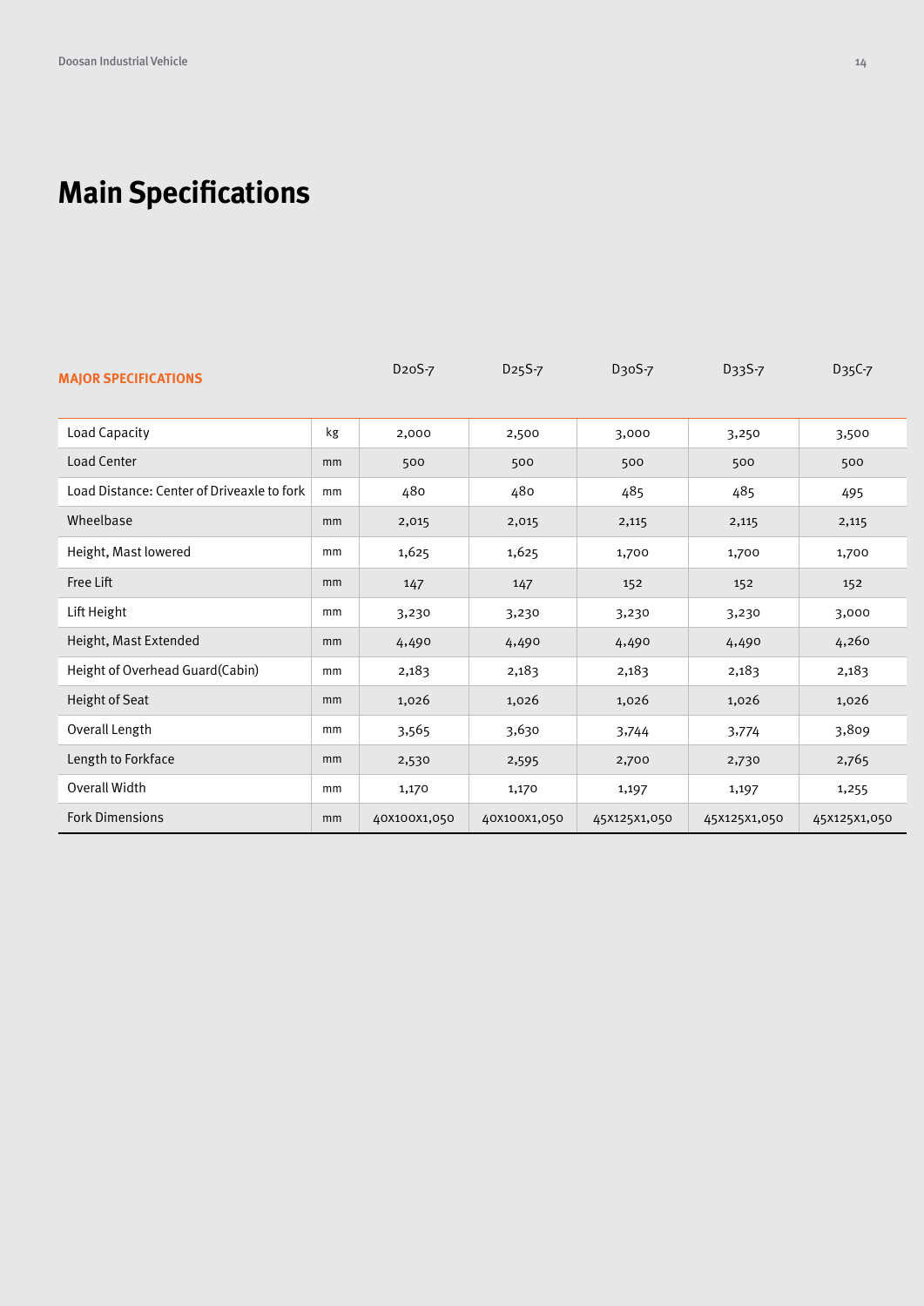# Main Specifications

| MAJOR SPECIFICATIONS | | D20S-7 | D25S-7 | D30S-7 | D33S-7 | D35C-7 |
|---|---|---|---|---|---|---|
| Load Capacity | kg | 2,000 | 2,500 | 3,000 | 3,250 | 3,500 |
| Load Center | mm | 500 | 500 | 500 | 500 | 500 |
| Load Distance: Center of Driveaxle to fork | mm | 480 | 480 | 485 | 485 | 495 |
| Wheelbase | mm | 2,015 | 2,015 | 2,115 | 2,115 | 2,115 |
| Height, Mast lowered | mm | 1,625 | 1,625 | 1,700 | 1,700 | 1,700 |
| Free Lift | mm | 147 | 147 | 152 | 152 | 152 |
| Lift Height | mm | 3,230 | 3,230 | 3,230 | 3,230 | 3,000 |
| Height, Mast Extended | mm | 4,490 | 4,490 | 4,490 | 4,490 | 4,260 |
| Height of Overhead Guard(Cabin) | mm | 2,183 | 2,183 | 2,183 | 2,183 | 2,183 |
| Height of Seat | mm | 1,026 | 1,026 | 1,026 | 1,026 | 1,026 |
| Overall Length | mm | 3,565 | 3,630 | 3,744 | 3,774 | 3,809 |
| Length to Forkface | mm | 2,530 | 2,595 | 2,700 | 2,730 | 2,765 |
| Overall Width | mm | 1,170 | 1,170 | 1,197 | 1,197 | 1,255 |
| Fork Dimensions | mm | 40X100X1,050 | 40X100X1,050 | 45X125X1,050 | 45X125X1,050 | 45X125X1,050 |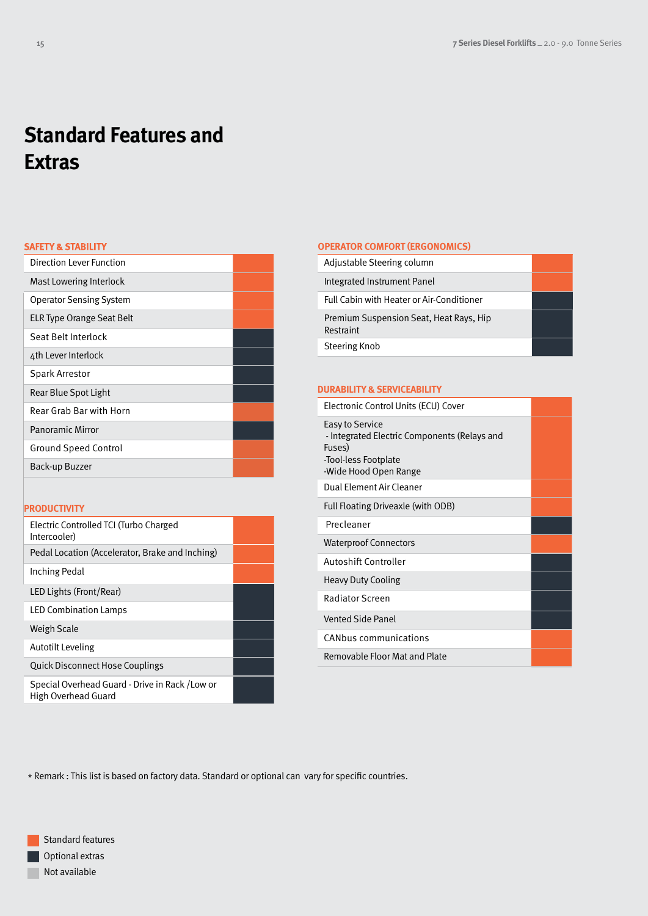# Standard Features and Extras

## SAFETY & STABILITY

| Feature | Status |
| --- | --- |
| Direction Lever Function | Standard features |
| Mast Lowering Interlock | Standard features |
| Operator Sensing System | Standard features |
| ELR Type Orange Seat Belt | Standard features |
| Seat Belt Interlock | Optional extras |
| 4th Lever Interlock | Optional extras |
| Spark Arrestor | Optional extras |
| Rear Blue Spot Light | Optional extras |
| Rear Grab Bar with Horn | Standard features |
| Panoramic Mirror | Optional extras |
| Ground Speed Control | Standard features |
| Back-up Buzzer | Standard features |

## PRODUCTIVITY

| Feature | Status |
| --- | --- |
| Electric Controlled TCI (Turbo Charged Intercooler) | Standard features |
| Pedal Location (Accelerator, Brake and Inching) | Standard features |
| Inching Pedal | Standard features |
| LED Lights (Front/Rear) | Optional extras |
| LED Combination Lamps | Optional extras |
| Weigh Scale | Optional extras |
| Autotilt Leveling | Optional extras |
| Quick Disconnect Hose Couplings | Optional extras |
| Special Overhead Guard - Drive in Rack /Low or High Overhead Guard | Optional extras |

## OPERATOR COMFORT (ERGONOMICS)

| Feature | Status |
| --- | --- |
| Adjustable Steering column | Standard features |
| Integrated Instrument Panel | Standard features |
| Full Cabin with Heater or Air-Conditioner | Optional extras |
| Premium Suspension Seat, Heat Rays, Hip Restraint | Optional extras |
| Steering Knob | Optional extras |

## DURABILITY & SERVICEABILITY

| Feature | Status |
| --- | --- |
| Electronic Control Units (ECU) Cover | Standard features |
| Easy to Service<br>- Integrated Electric Components (Relays and Fuses)<br>-Tool-less Footplate<br>-Wide Hood Open Range | Standard features |
| Dual Element Air Cleaner | Standard features |
| Full Floating Driveaxle (with ODB) | Standard features |
| Precleaner | Optional extras |
| Waterproof Connectors | Standard features |
| Autoshift Controller | Optional extras |
| Heavy Duty Cooling | Optional extras |
| Radiator Screen | Optional extras |
| Vented Side Panel | Optional extras |
| CANbus communications | Standard features |
| Removable Floor Mat and Plate | Standard features |

* Remark : This list is based on factory data. Standard or optional can vary for specific countries.

- Standard features
- Optional extras
- Not available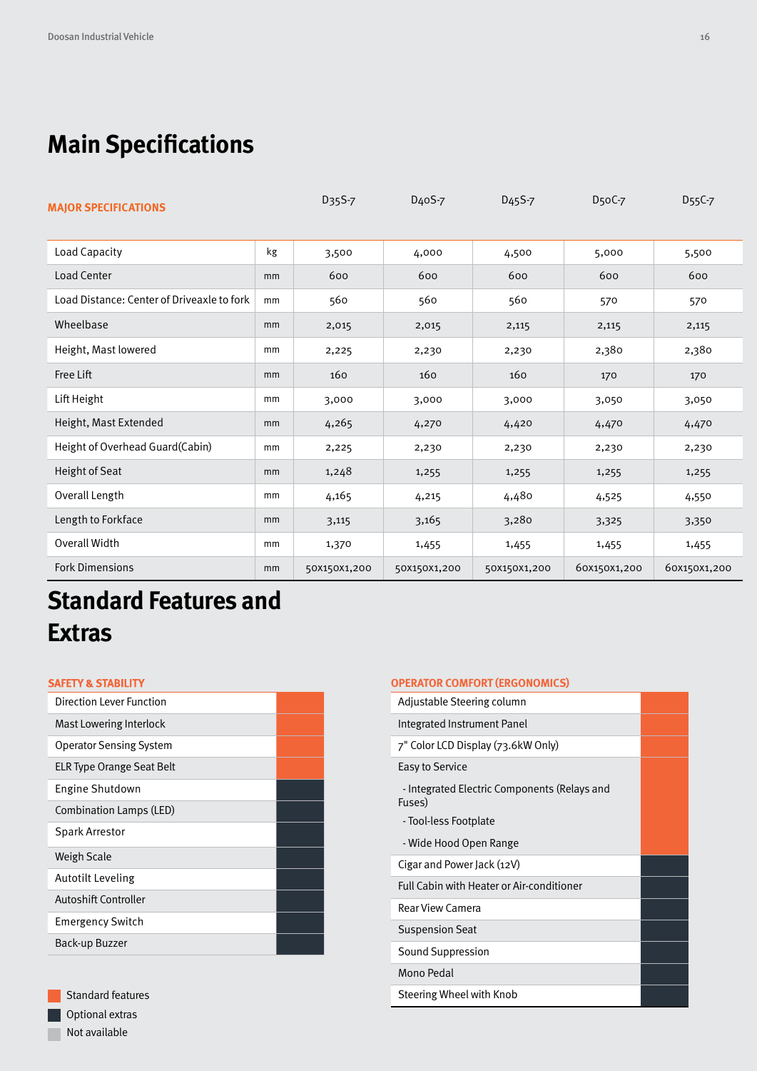# Main Specifications

| MAJOR SPECIFICATIONS | | D35S-7 | D40S-7 | D45S-7 | D50C-7 | D55C-7 |
|---|---|---|---|---|---|---|
| Load Capacity | kg | 3,500 | 4,000 | 4,500 | 5,000 | 5,500 |
| Load Center | mm | 600 | 600 | 600 | 600 | 600 |
| Load Distance: Center of Driveaxle to fork | mm | 560 | 560 | 560 | 570 | 570 |
| Wheelbase | mm | 2,015 | 2,015 | 2,115 | 2,115 | 2,115 |
| Height, Mast lowered | mm | 2,225 | 2,230 | 2,230 | 2,380 | 2,380 |
| Free Lift | mm | 160 | 160 | 160 | 170 | 170 |
| Lift Height | mm | 3,000 | 3,000 | 3,000 | 3,050 | 3,050 |
| Height, Mast Extended | mm | 4,265 | 4,270 | 4,420 | 4,470 | 4,470 |
| Height of Overhead Guard(Cabin) | mm | 2,225 | 2,230 | 2,230 | 2,230 | 2,230 |
| Height of Seat | mm | 1,248 | 1,255 | 1,255 | 1,255 | 1,255 |
| Overall Length | mm | 4,165 | 4,215 | 4,480 | 4,525 | 4,550 |
| Length to Forkface | mm | 3,115 | 3,165 | 3,280 | 3,325 | 3,350 |
| Overall Width | mm | 1,370 | 1,455 | 1,455 | 1,455 | 1,455 |
| Fork Dimensions | mm | 50x150x1,200 | 50x150x1,200 | 50x150x1,200 | 60x150x1,200 | 60x150x1,200 |

# Standard Features and Extras

| SAFETY & STABILITY | |
|---|---|
| Direction Lever Function | Standard |
| Mast Lowering Interlock | Standard |
| Operator Sensing System | Standard |
| ELR Type Orange Seat Belt | Standard |
| Engine Shutdown | Optional |
| Combination Lamps (LED) | Optional |
| Spark Arrestor | Optional |
| Weigh Scale | Optional |
| Autotilt Leveling | Optional |
| Autoshift Controller | Optional |
| Emergency Switch | Optional |
| Back-up Buzzer | Optional |

| OPERATOR COMFORT (ERGONOMICS) | |
|---|---|
| Adjustable Steering column | Standard |
| Integrated Instrument Panel | Standard |
| 7" Color LCD Display (73.6kW Only) | Standard |
| Easy to Service<br>- Integrated Electric Components (Relays and Fuses)<br>- Tool-less Footplate<br>- Wide Hood Open Range | Standard |
| Cigar and Power Jack (12V) | Optional |
| Full Cabin with Heater or Air-conditioner | Optional |
| Rear View Camera | Optional |
| Suspension Seat | Optional |
| Sound Suppression | Optional |
| Mono Pedal | Optional |
| Steering Wheel with Knob | Optional |

- Standard features
- Optional extras
- Not available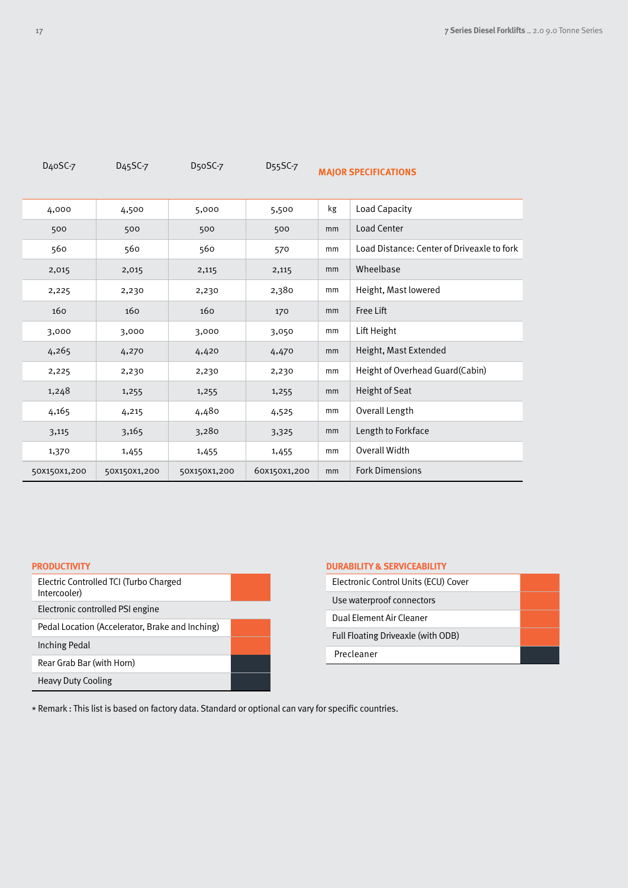## MAJOR SPECIFICATIONS

| D40SC-7 | D45SC-7 | D50SC-7 | D55SC-7 | | MAJOR SPECIFICATIONS |
|---|---|---|---|---|---|
| 4,000 | 4,500 | 5,000 | 5,500 | kg | Load Capacity |
| 500 | 500 | 500 | 500 | mm | Load Center |
| 560 | 560 | 560 | 570 | mm | Load Distance: Center of Driveaxle to fork |
| 2,015 | 2,015 | 2,115 | 2,115 | mm | Wheelbase |
| 2,225 | 2,230 | 2,230 | 2,380 | mm | Height, Mast lowered |
| 160 | 160 | 160 | 170 | mm | Free Lift |
| 3,000 | 3,000 | 3,000 | 3,050 | mm | Lift Height |
| 4,265 | 4,270 | 4,420 | 4,470 | mm | Height, Mast Extended |
| 2,225 | 2,230 | 2,230 | 2,230 | mm | Height of Overhead Guard(Cabin) |
| 1,248 | 1,255 | 1,255 | 1,255 | mm | Height of Seat |
| 4,165 | 4,215 | 4,480 | 4,525 | mm | Overall Length |
| 3,115 | 3,165 | 3,280 | 3,325 | mm | Length to Forkface |
| 1,370 | 1,455 | 1,455 | 1,455 | mm | Overall Width |
| 50x150x1,200 | 50x150x1,200 | 50x150x1,200 | 60x150x1,200 | mm | Fork Dimensions |

### PRODUCTIVITY

- Electric Controlled TCI (Turbo Charged Intercooler)
- Electronic controlled PSI engine
- Pedal Location (Accelerator, Brake and Inching)
- Inching Pedal
- Rear Grab Bar (with Horn)
- Heavy Duty Cooling

### DURABILITY & SERVICEABILITY

- Electronic Control Units (ECU) Cover
- Use waterproof connectors
- Dual Element Air Cleaner
- Full Floating Driveaxle (with ODB)
- Precleaner

* Remark : This list is based on factory data. Standard or optional can vary for specific countries.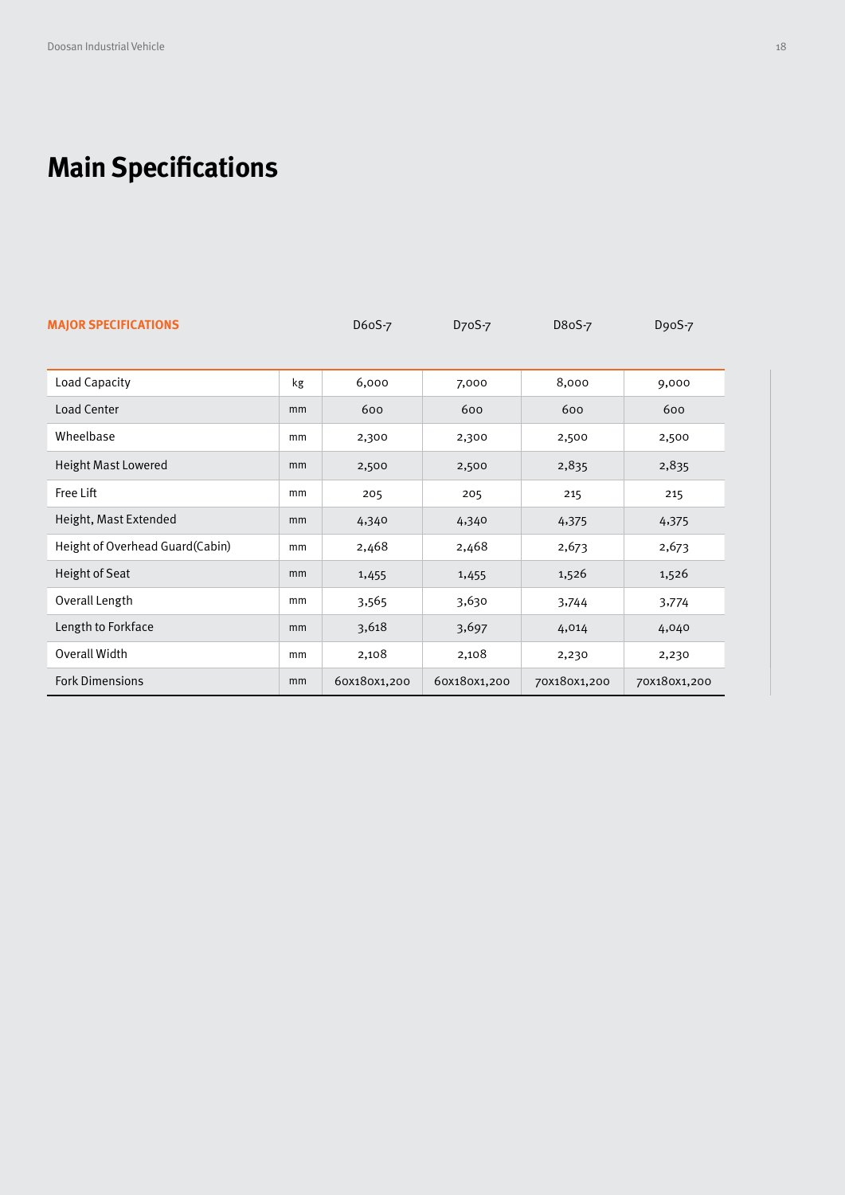# Main Specifications

| MAJOR SPECIFICATIONS | | D60S-7 | D70S-7 | D80S-7 | D90S-7 |
|---|---|---|---|---|---|
| Load Capacity | kg | 6,000 | 7,000 | 8,000 | 9,000 |
| Load Center | mm | 600 | 600 | 600 | 600 |
| Wheelbase | mm | 2,300 | 2,300 | 2,500 | 2,500 |
| Height Mast Lowered | mm | 2,500 | 2,500 | 2,835 | 2,835 |
| Free Lift | mm | 205 | 205 | 215 | 215 |
| Height, Mast Extended | mm | 4,340 | 4,340 | 4,375 | 4,375 |
| Height of Overhead Guard(Cabin) | mm | 2,468 | 2,468 | 2,673 | 2,673 |
| Height of Seat | mm | 1,455 | 1,455 | 1,526 | 1,526 |
| Overall Length | mm | 3,565 | 3,630 | 3,744 | 3,774 |
| Length to Forkface | mm | 3,618 | 3,697 | 4,014 | 4,040 |
| Overall Width | mm | 2,108 | 2,108 | 2,230 | 2,230 |
| Fork Dimensions | mm | 60x180x1,200 | 60x180x1,200 | 70x180x1,200 | 70x180x1,200 |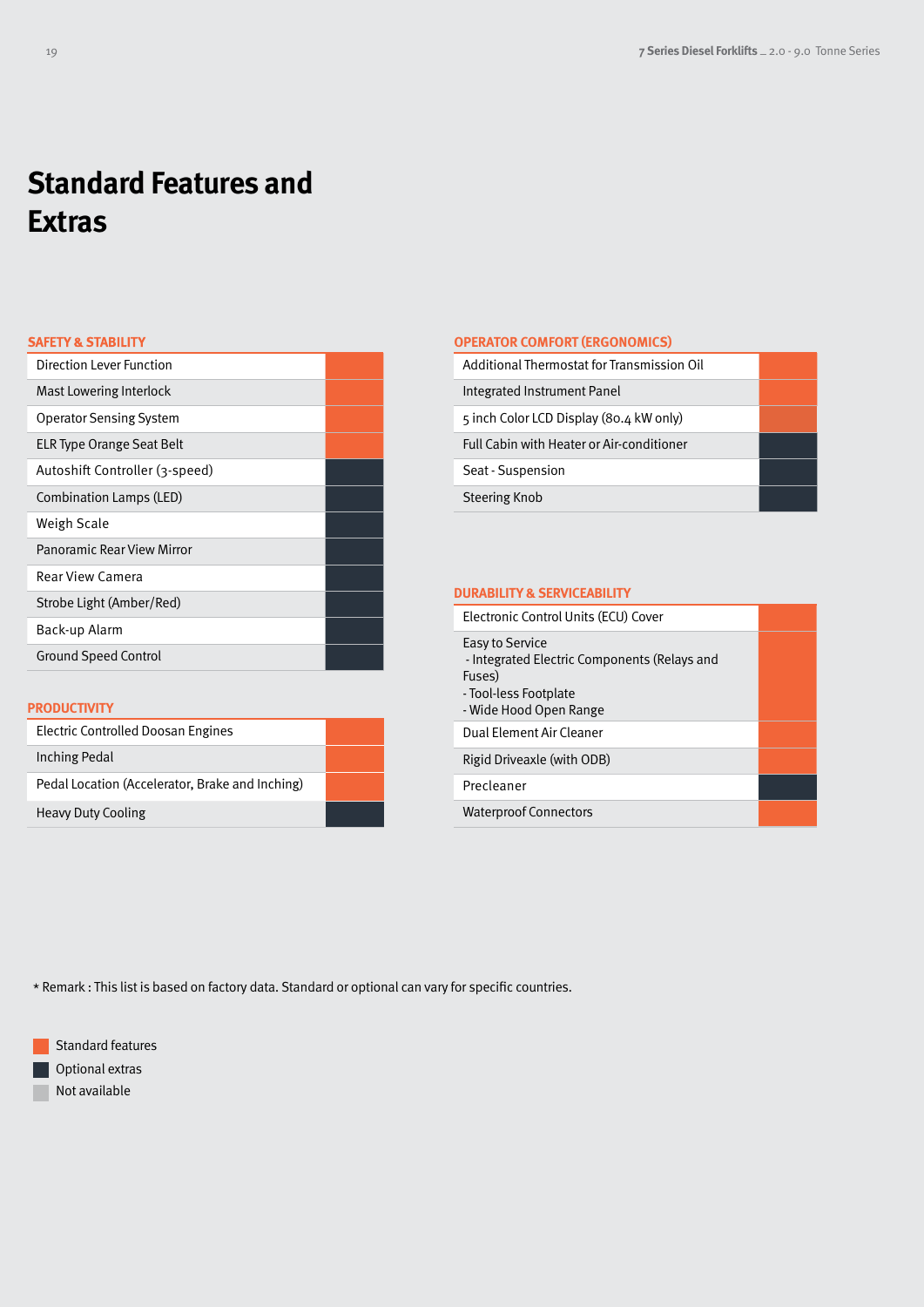# Standard Features and Extras

### SAFETY & STABILITY

| Feature | Availability |
|---|---|
| Direction Lever Function | Standard features |
| Mast Lowering Interlock | Standard features |
| Operator Sensing System | Standard features |
| ELR Type Orange Seat Belt | Standard features |
| Autoshift Controller (3-speed) | Optional extras |
| Combination Lamps (LED) | Optional extras |
| Weigh Scale | Optional extras |
| Panoramic Rear View Mirror | Optional extras |
| Rear View Camera | Optional extras |
| Strobe Light (Amber/Red) | Optional extras |
| Back-up Alarm | Optional extras |
| Ground Speed Control | Optional extras |

### PRODUCTIVITY

| Feature | Availability |
|---|---|
| Electric Controlled Doosan Engines | Standard features |
| Inching Pedal | Standard features |
| Pedal Location (Accelerator, Brake and Inching) | Standard features |
| Heavy Duty Cooling | Optional extras |

### OPERATOR COMFORT (ERGONOMICS)

| Feature | Availability |
|---|---|
| Additional Thermostat for Transmission Oil | Standard features |
| Integrated Instrument Panel | Standard features |
| 5 inch Color LCD Display (80.4 kW only) | Standard features |
| Full Cabin with Heater or Air-conditioner | Optional extras |
| Seat - Suspension | Optional extras |
| Steering Knob | Optional extras |

### DURABILITY & SERVICEABILITY

| Feature | Availability |
|---|---|
| Electronic Control Units (ECU) Cover | Standard features |
| Easy to Service<br>- Integrated Electric Components (Relays and Fuses)<br>- Tool-less Footplate<br>- Wide Hood Open Range | Standard features |
| Dual Element Air Cleaner | Standard features |
| Rigid Driveaxle (with ODB) | Standard features |
| Precleaner | Optional extras |
| Waterproof Connectors | Standard features |

* Remark : This list is based on factory data. Standard or optional can vary for specific countries.

- Standard features
- Optional extras
- Not available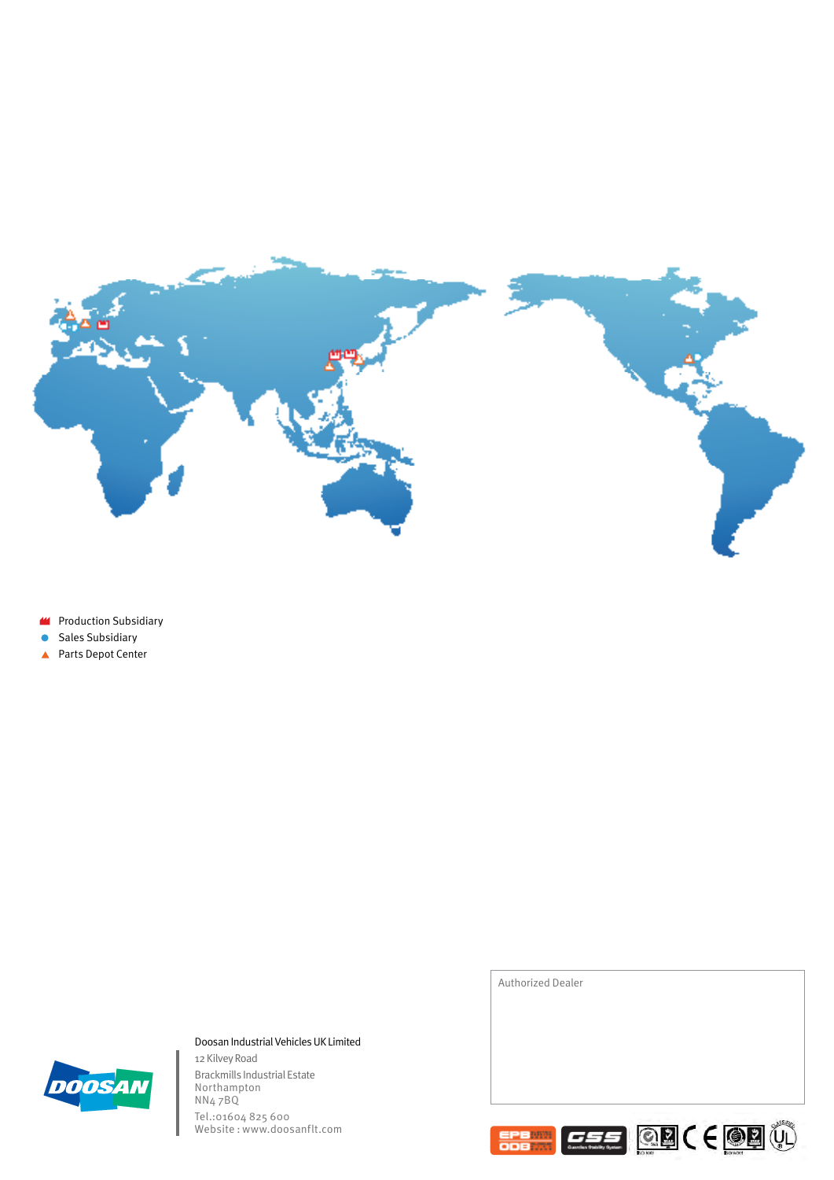Production Subsidiary

Sales Subsidiary

Parts Depot Center

Authorized Dealer

Doosan Industrial Vehicles UK Limited

12 Kilvey Road
Brackmills Industrial Estate
Northampton
NN4 7BQ

Tel.:01604 825 600
Website : www.doosanflt.com